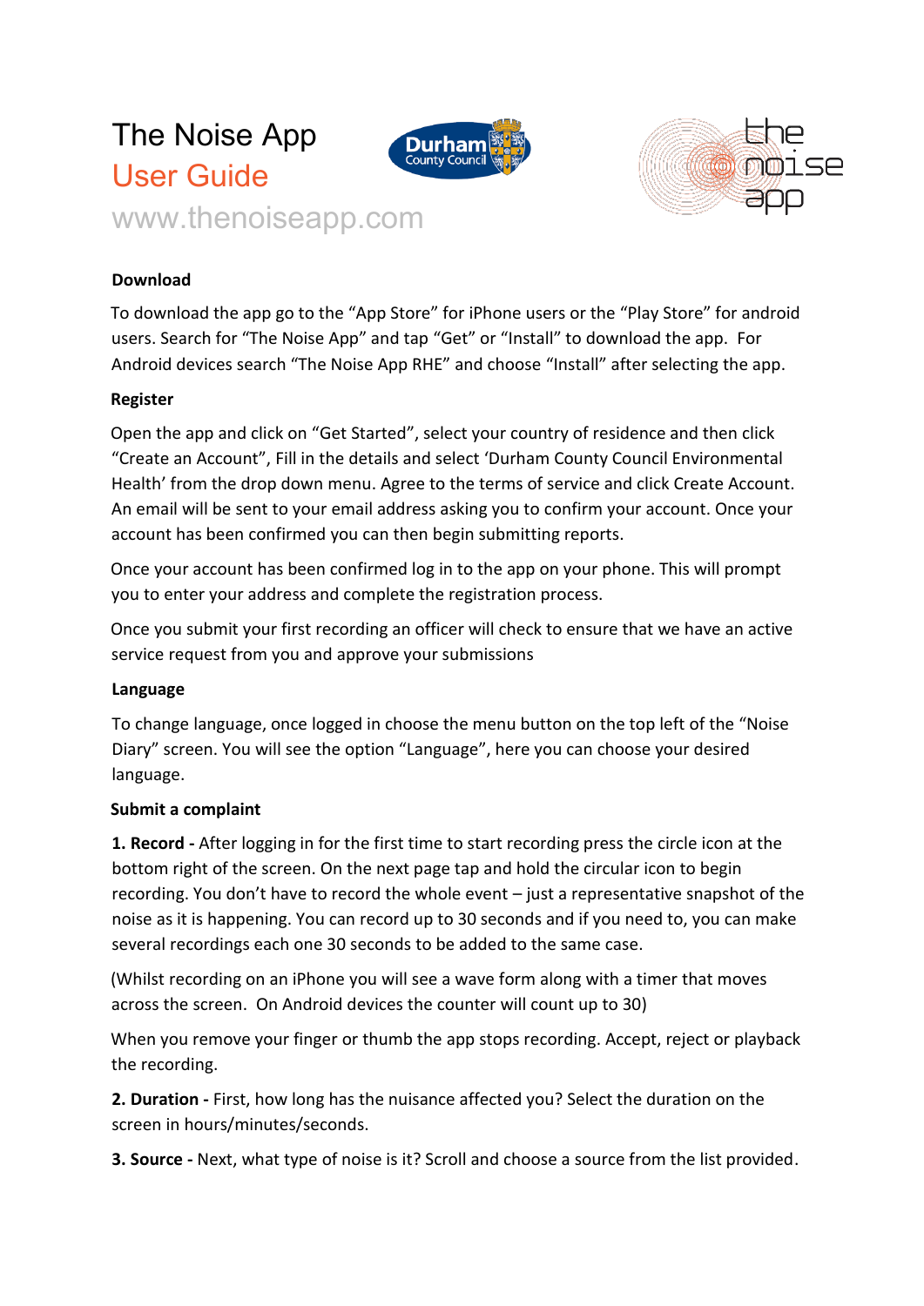# The Noise App

## User Guide

www.thenoiseapp.com

**Download**

To download the app go to the "App Store" for iPhone users or the "Play Store" for android users. Search for "The Noise App" and tap "Get" or "Install" to download the app. For Android devices search "The Noise App RHE" and choose "Install" after selecting the app.

**Register**

Open the app and click on "Get Started", select your country of residence and then click "Create an Account", Fill in the details and select 'Durham County Council Environmental Health' from the drop down menu. Agree to the terms of service and click Create Account. An email will be sent to your email address asking you to confirm your account. Once your account has been confirmed you can then begin submitting reports.

Once your account has been confirmed log in to the app on your phone. This will prompt you to enter your address and complete the registration process.

Once you submit your first recording an officer will check to ensure that we have an active service request from you and approve your submissions

**Language**

To change language, once logged in choose the menu button on the top left of the "Noise Diary" screen. You will see the option "Language", here you can choose your desired language.

**Submit a complaint**

**1. Record -** After logging in for the first time to start recording press the circle icon at the bottom right of the screen. On the next page tap and hold the circular icon to begin recording. You don't have to record the whole event – just a representative snapshot of the noise as it is happening. You can record up to 30 seconds and if you need to, you can make several recordings each one 30 seconds to be added to the same case.

(Whilst recording on an iPhone you will see a wave form along with a timer that moves across the screen. On Android devices the counter will count up to 30)

When you remove your finger or thumb the app stops recording. Accept, reject or playback the recording.

**2. Duration -** First, how long has the nuisance affected you? Select the duration on the screen in hours/minutes/seconds.

**3. Source -** Next, what type of noise is it? Scroll and choose a source from the list provided.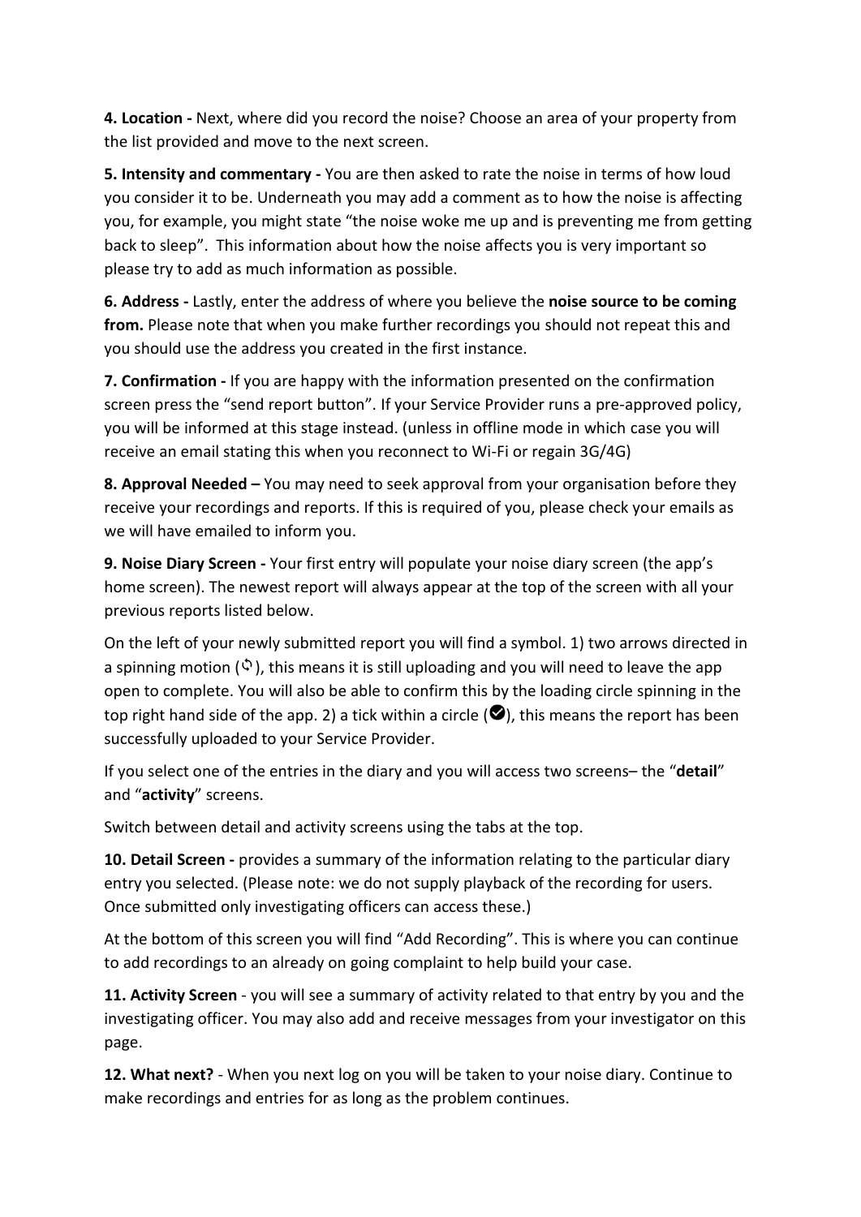**4. Location -** Next, where did you record the noise? Choose an area of your property from the list provided and move to the next screen.

**5. Intensity and commentary -** You are then asked to rate the noise in terms of how loud you consider it to be. Underneath you may add a comment as to how the noise is affecting you, for example, you might state "the noise woke me up and is preventing me from getting back to sleep". This information about how the noise affects you is very important so please try to add as much information as possible.

**6. Address -** Lastly, enter the address of where you believe the **noise source to be coming from.** Please note that when you make further recordings you should not repeat this and you should use the address you created in the first instance.

**7. Confirmation -** If you are happy with the information presented on the confirmation screen press the "send report button". If your Service Provider runs a pre-approved policy, you will be informed at this stage instead. (unless in offline mode in which case you will receive an email stating this when you reconnect to Wi-Fi or regain 3G/4G)

**8. Approval Needed –** You may need to seek approval from your organisation before they receive your recordings and reports. If this is required of you, please check your emails as we will have emailed to inform you.

**9. Noise Diary Screen -** Your first entry will populate your noise diary screen (the app's home screen). The newest report will always appear at the top of the screen with all your previous reports listed below.

On the left of your newly submitted report you will find a symbol. 1) two arrows directed in a spinning motion (↻), this means it is still uploading and you will need to leave the app open to complete. You will also be able to confirm this by the loading circle spinning in the top right hand side of the app. 2) a tick within a circle (✔), this means the report has been successfully uploaded to your Service Provider.

If you select one of the entries in the diary and you will access two screens– the "**detail**" and "**activity**" screens.

Switch between detail and activity screens using the tabs at the top.

**10. Detail Screen -** provides a summary of the information relating to the particular diary entry you selected. (Please note: we do not supply playback of the recording for users. Once submitted only investigating officers can access these.)

At the bottom of this screen you will find "Add Recording". This is where you can continue to add recordings to an already on going complaint to help build your case.

**11. Activity Screen** - you will see a summary of activity related to that entry by you and the investigating officer. You may also add and receive messages from your investigator on this page.

**12. What next?** - When you next log on you will be taken to your noise diary. Continue to make recordings and entries for as long as the problem continues.